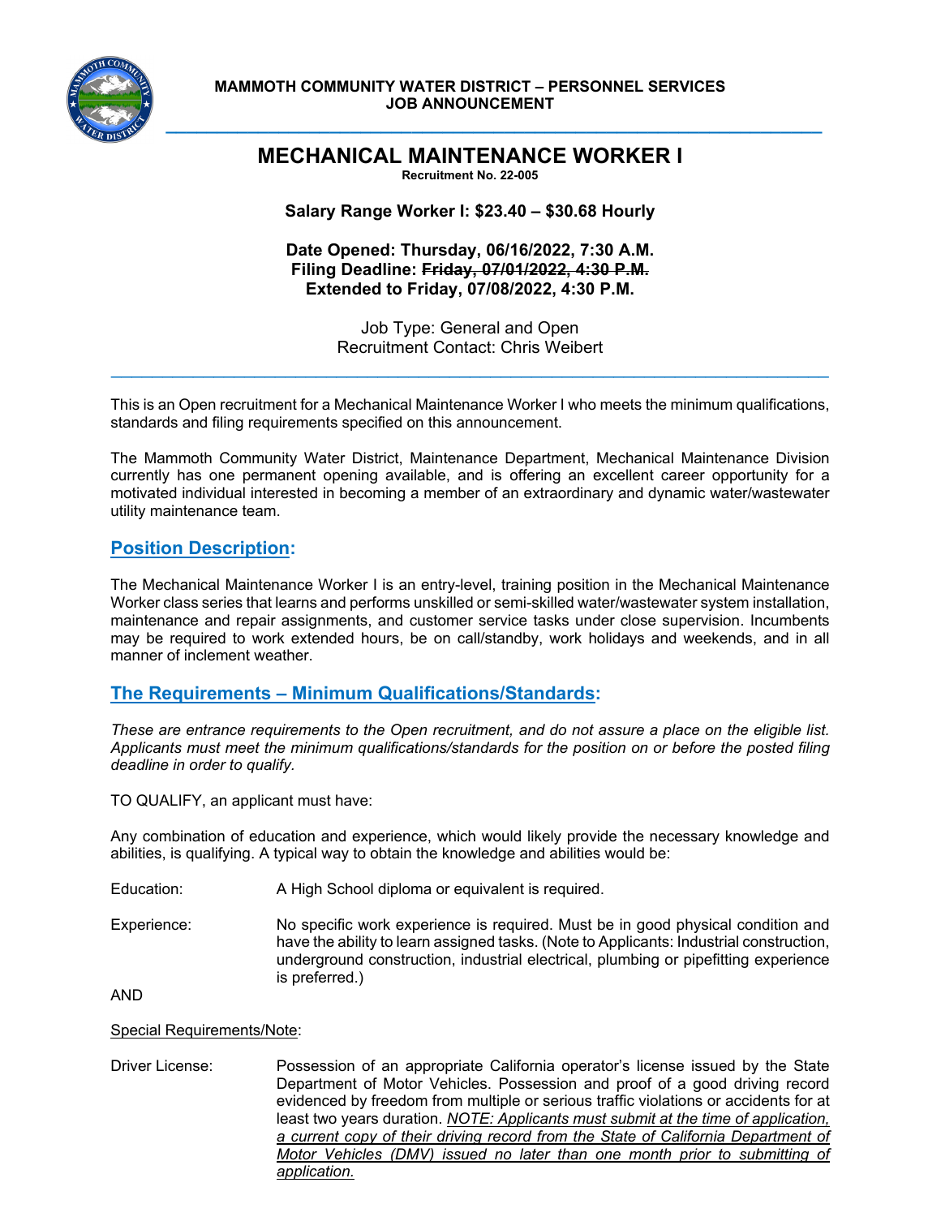**MAMMOTH COMMUNITY WATER DISTRICT – PERSONNEL SERVICES**
**JOB ANNOUNCEMENT**

# MECHANICAL MAINTENANCE WORKER I

**Recruitment No. 22-005**

**Salary Range Worker I: $23.40 – $30.68 Hourly**

**Date Opened: Thursday, 06/16/2022, 7:30 A.M.**
**Filing Deadline: ~~Friday, 07/01/2022, 4:30 P.M.~~**
**Extended to Friday, 07/08/2022, 4:30 P.M.**

Job Type: General and Open
Recruitment Contact: Chris Weibert

---

This is an Open recruitment for a Mechanical Maintenance Worker I who meets the minimum qualifications, standards and filing requirements specified on this announcement.

The Mammoth Community Water District, Maintenance Department, Mechanical Maintenance Division currently has one permanent opening available, and is offering an excellent career opportunity for a motivated individual interested in becoming a member of an extraordinary and dynamic water/wastewater utility maintenance team.

## Position Description:

The Mechanical Maintenance Worker I is an entry-level, training position in the Mechanical Maintenance Worker class series that learns and performs unskilled or semi-skilled water/wastewater system installation, maintenance and repair assignments, and customer service tasks under close supervision. Incumbents may be required to work extended hours, be on call/standby, work holidays and weekends, and in all manner of inclement weather.

## The Requirements – Minimum Qualifications/Standards:

*These are entrance requirements to the Open recruitment, and do not assure a place on the eligible list. Applicants must meet the minimum qualifications/standards for the position on or before the posted filing deadline in order to qualify.*

TO QUALIFY, an applicant must have:

Any combination of education and experience, which would likely provide the necessary knowledge and abilities, is qualifying. A typical way to obtain the knowledge and abilities would be:

Education: A High School diploma or equivalent is required.

Experience: No specific work experience is required. Must be in good physical condition and have the ability to learn assigned tasks. (Note to Applicants: Industrial construction, underground construction, industrial electrical, plumbing or pipefitting experience is preferred.)

AND

Special Requirements/Note:

Driver License: Possession of an appropriate California operator's license issued by the State Department of Motor Vehicles. Possession and proof of a good driving record evidenced by freedom from multiple or serious traffic violations or accidents for at least two years duration. *NOTE: Applicants must submit at the time of application, a current copy of their driving record from the State of California Department of Motor Vehicles (DMV) issued no later than one month prior to submitting of application.*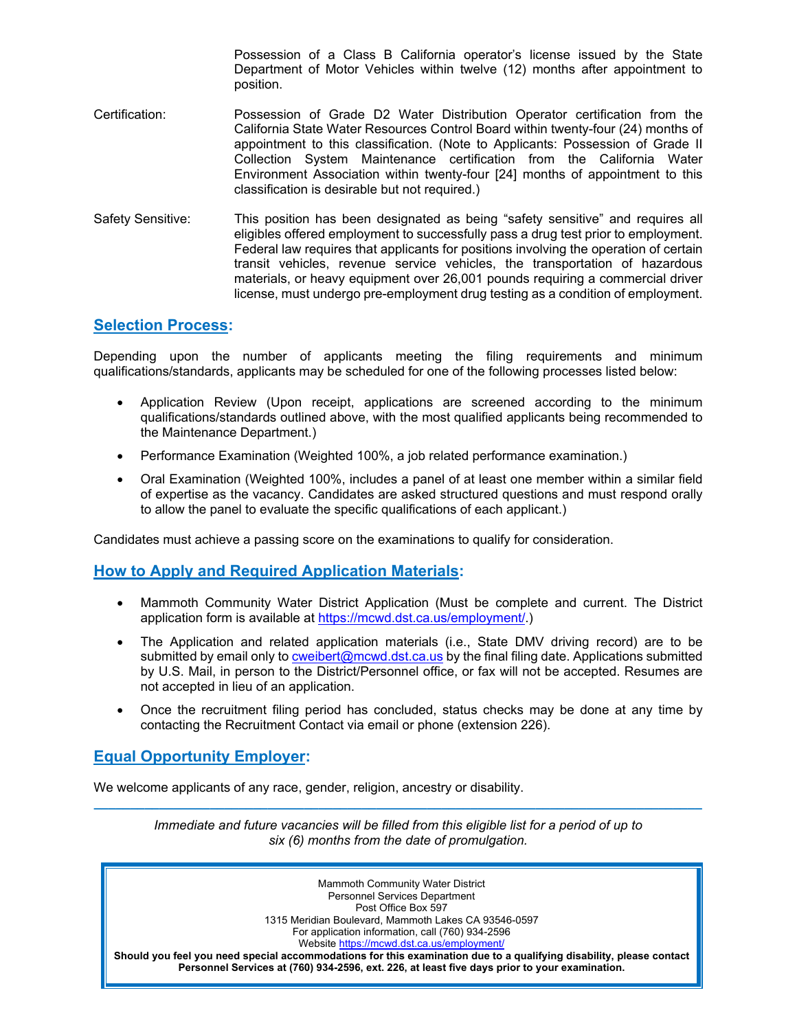Possession of a Class B California operator's license issued by the State Department of Motor Vehicles within twelve (12) months after appointment to position.

Certification: Possession of Grade D2 Water Distribution Operator certification from the California State Water Resources Control Board within twenty-four (24) months of appointment to this classification. (Note to Applicants: Possession of Grade II Collection System Maintenance certification from the California Water Environment Association within twenty-four [24] months of appointment to this classification is desirable but not required.)

Safety Sensitive: This position has been designated as being "safety sensitive" and requires all eligibles offered employment to successfully pass a drug test prior to employment. Federal law requires that applicants for positions involving the operation of certain transit vehicles, revenue service vehicles, the transportation of hazardous materials, or heavy equipment over 26,001 pounds requiring a commercial driver license, must undergo pre-employment drug testing as a condition of employment.

## Selection Process:

Depending upon the number of applicants meeting the filing requirements and minimum qualifications/standards, applicants may be scheduled for one of the following processes listed below:

- Application Review (Upon receipt, applications are screened according to the minimum qualifications/standards outlined above, with the most qualified applicants being recommended to the Maintenance Department.)
- Performance Examination (Weighted 100%, a job related performance examination.)
- Oral Examination (Weighted 100%, includes a panel of at least one member within a similar field of expertise as the vacancy. Candidates are asked structured questions and must respond orally to allow the panel to evaluate the specific qualifications of each applicant.)

Candidates must achieve a passing score on the examinations to qualify for consideration.

## How to Apply and Required Application Materials:

- Mammoth Community Water District Application (Must be complete and current. The District application form is available at https://mcwd.dst.ca.us/employment/.)
- The Application and related application materials (i.e., State DMV driving record) are to be submitted by email only to cweibert@mcwd.dst.ca.us by the final filing date. Applications submitted by U.S. Mail, in person to the District/Personnel office, or fax will not be accepted. Resumes are not accepted in lieu of an application.
- Once the recruitment filing period has concluded, status checks may be done at any time by contacting the Recruitment Contact via email or phone (extension 226).

## Equal Opportunity Employer:

We welcome applicants of any race, gender, religion, ancestry or disability.

---

*Immediate and future vacancies will be filled from this eligible list for a period of up to six (6) months from the date of promulgation.*

Mammoth Community Water District
Personnel Services Department
Post Office Box 597
1315 Meridian Boulevard, Mammoth Lakes CA 93546-0597
For application information, call (760) 934-2596
Website https://mcwd.dst.ca.us/employment/

**Should you feel you need special accommodations for this examination due to a qualifying disability, please contact Personnel Services at (760) 934-2596, ext. 226, at least five days prior to your examination.**